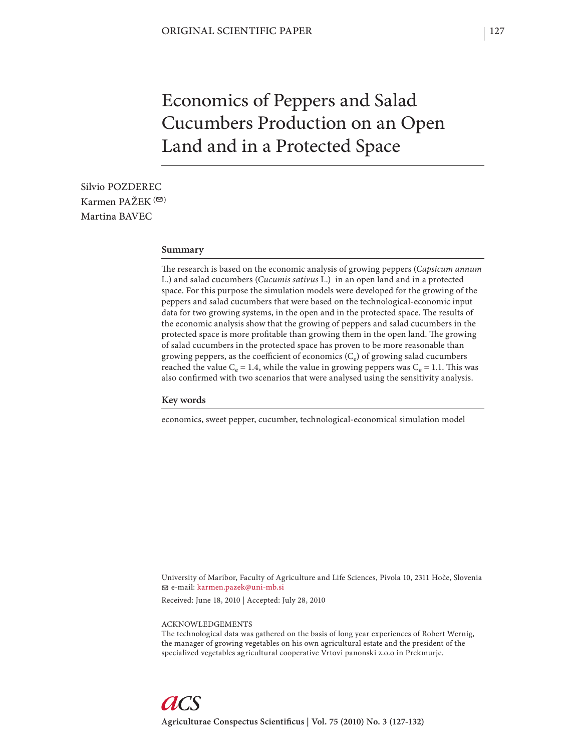ORIGINAL SCIENTIFIC PAPER

# Economics of Peppers and Salad Cucumbers Production on an Open Land and in a Protected Space

Silvio POZDEREC
Karmen PAŽEK
Martina BAVEC

## Summary

The research is based on the economic analysis of growing peppers (*Capsicum annum* L.) and salad cucumbers (*Cucumis sativus* L.) in an open land and in a protected space. For this purpose the simulation models were developed for the growing of the peppers and salad cucumbers that were based on the technological-economic input data for two growing systems, in the open and in the protected space. The results of the economic analysis show that the growing of peppers and salad cucumbers in the protected space is more profitable than growing them in the open land. The growing of salad cucumbers in the protected space has proven to be more reasonable than growing peppers, as the coefficient of economics ($C_e$) of growing salad cucumbers reached the value $C_e$ = 1.4, while the value in growing peppers was $C_e$ = 1.1. This was also confirmed with two scenarios that were analysed using the sensitivity analysis.

## Key words

economics, sweet pepper, cucumber, technological-economical simulation model

University of Maribor, Faculty of Agriculture and Life Sciences, Pivola 10, 2311 Hoče, Slovenia
e-mail: karmen.pazek@uni-mb.si

Received: June 18, 2010 | Accepted: July 28, 2010

ACKNOWLEDGEMENTS
The technological data was gathered on the basis of long year experiences of Robert Wernig, the manager of growing vegetables on his own agricultural estate and the president of the specialized vegetables agricultural cooperative Vrtovi panonski z.o.o in Prekmurje.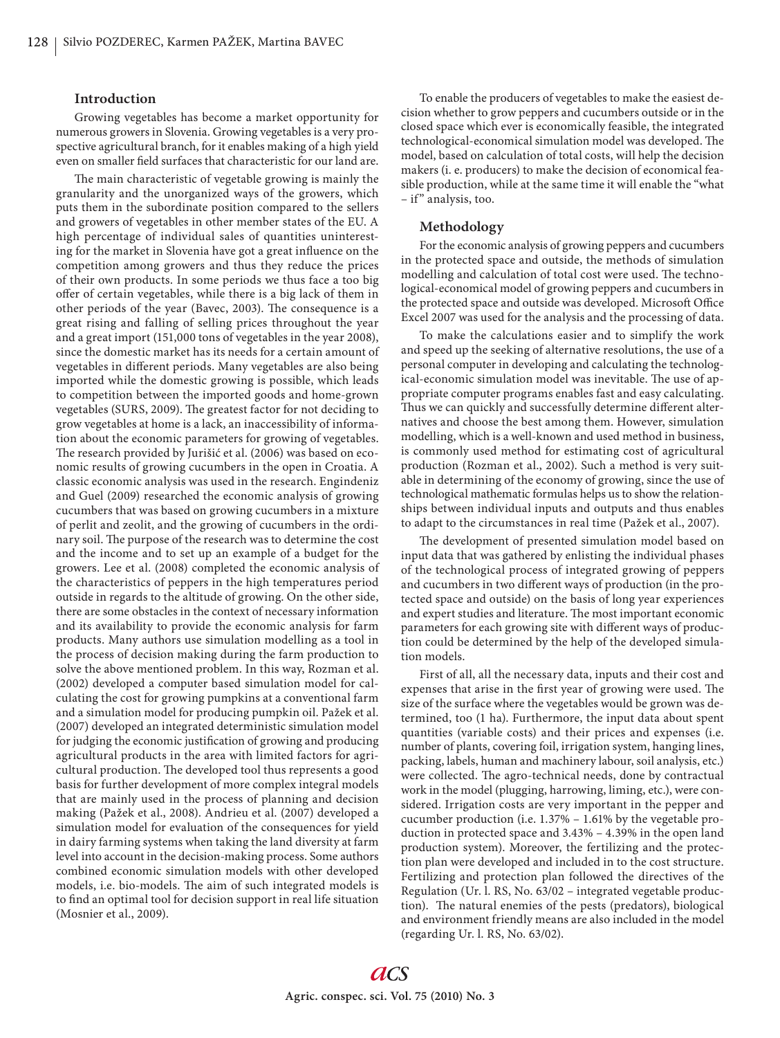## Introduction

Growing vegetables has become a market opportunity for numerous growers in Slovenia. Growing vegetables is a very prospective agricultural branch, for it enables making of a high yield even on smaller field surfaces that characteristic for our land are.

The main characteristic of vegetable growing is mainly the granularity and the unorganized ways of the growers, which puts them in the subordinate position compared to the sellers and growers of vegetables in other member states of the EU. A high percentage of individual sales of quantities uninteresting for the market in Slovenia have got a great influence on the competition among growers and thus they reduce the prices of their own products. In some periods we thus face a too big offer of certain vegetables, while there is a big lack of them in other periods of the year (Bavec, 2003). The consequence is a great rising and falling of selling prices throughout the year and a great import (151,000 tons of vegetables in the year 2008), since the domestic market has its needs for a certain amount of vegetables in different periods. Many vegetables are also being imported while the domestic growing is possible, which leads to competition between the imported goods and home-grown vegetables (SURS, 2009). The greatest factor for not deciding to grow vegetables at home is a lack, an inaccessibility of information about the economic parameters for growing of vegetables. The research provided by Jurišić et al. (2006) was based on economic results of growing cucumbers in the open in Croatia. A classic economic analysis was used in the research. Engindeniz and Guel (2009) researched the economic analysis of growing cucumbers that was based on growing cucumbers in a mixture of perlit and zeolit, and the growing of cucumbers in the ordinary soil. The purpose of the research was to determine the cost and the income and to set up an example of a budget for the growers. Lee et al. (2008) completed the economic analysis of the characteristics of peppers in the high temperatures period outside in regards to the altitude of growing. On the other side, there are some obstacles in the context of necessary information and its availability to provide the economic analysis for farm products. Many authors use simulation modelling as a tool in the process of decision making during the farm production to solve the above mentioned problem. In this way, Rozman et al. (2002) developed a computer based simulation model for calculating the cost for growing pumpkins at a conventional farm and a simulation model for producing pumpkin oil. Pažek et al. (2007) developed an integrated deterministic simulation model for judging the economic justification of growing and producing agricultural products in the area with limited factors for agricultural production. The developed tool thus represents a good basis for further development of more complex integral models that are mainly used in the process of planning and decision making (Pažek et al., 2008). Andrieu et al. (2007) developed a simulation model for evaluation of the consequences for yield in dairy farming systems when taking the land diversity at farm level into account in the decision-making process. Some authors combined economic simulation models with other developed models, i.e. bio-models. The aim of such integrated models is to find an optimal tool for decision support in real life situation (Mosnier et al., 2009).

To enable the producers of vegetables to make the easiest decision whether to grow peppers and cucumbers outside or in the closed space which ever is economically feasible, the integrated technological-economical simulation model was developed. The model, based on calculation of total costs, will help the decision makers (i. e. producers) to make the decision of economical feasible production, while at the same time it will enable the "what – if" analysis, too.

## Methodology

For the economic analysis of growing peppers and cucumbers in the protected space and outside, the methods of simulation modelling and calculation of total cost were used. The technological-economical model of growing peppers and cucumbers in the protected space and outside was developed. Microsoft Office Excel 2007 was used for the analysis and the processing of data.

To make the calculations easier and to simplify the work and speed up the seeking of alternative resolutions, the use of a personal computer in developing and calculating the technological-economic simulation model was inevitable. The use of appropriate computer programs enables fast and easy calculating. Thus we can quickly and successfully determine different alternatives and choose the best among them. However, simulation modelling, which is a well-known and used method in business, is commonly used method for estimating cost of agricultural production (Rozman et al., 2002). Such a method is very suitable in determining of the economy of growing, since the use of technological mathematic formulas helps us to show the relationships between individual inputs and outputs and thus enables to adapt to the circumstances in real time (Pažek et al., 2007).

The development of presented simulation model based on input data that was gathered by enlisting the individual phases of the technological process of integrated growing of peppers and cucumbers in two different ways of production (in the protected space and outside) on the basis of long year experiences and expert studies and literature. The most important economic parameters for each growing site with different ways of production could be determined by the help of the developed simulation models.

First of all, all the necessary data, inputs and their cost and expenses that arise in the first year of growing were used. The size of the surface where the vegetables would be grown was determined, too (1 ha). Furthermore, the input data about spent quantities (variable costs) and their prices and expenses (i.e. number of plants, covering foil, irrigation system, hanging lines, packing, labels, human and machinery labour, soil analysis, etc.) were collected. The agro-technical needs, done by contractual work in the model (plugging, harrowing, liming, etc.), were considered. Irrigation costs are very important in the pepper and cucumber production (i.e. 1.37% – 1.61% by the vegetable production in protected space and 3.43% – 4.39% in the open land production system). Moreover, the fertilizing and the protection plan were developed and included in to the cost structure. Fertilizing and protection plan followed the directives of the Regulation (Ur. l. RS, No. 63/02 – integrated vegetable production). The natural enemies of the pests (predators), biological and environment friendly means are also included in the model (regarding Ur. l. RS, No. 63/02).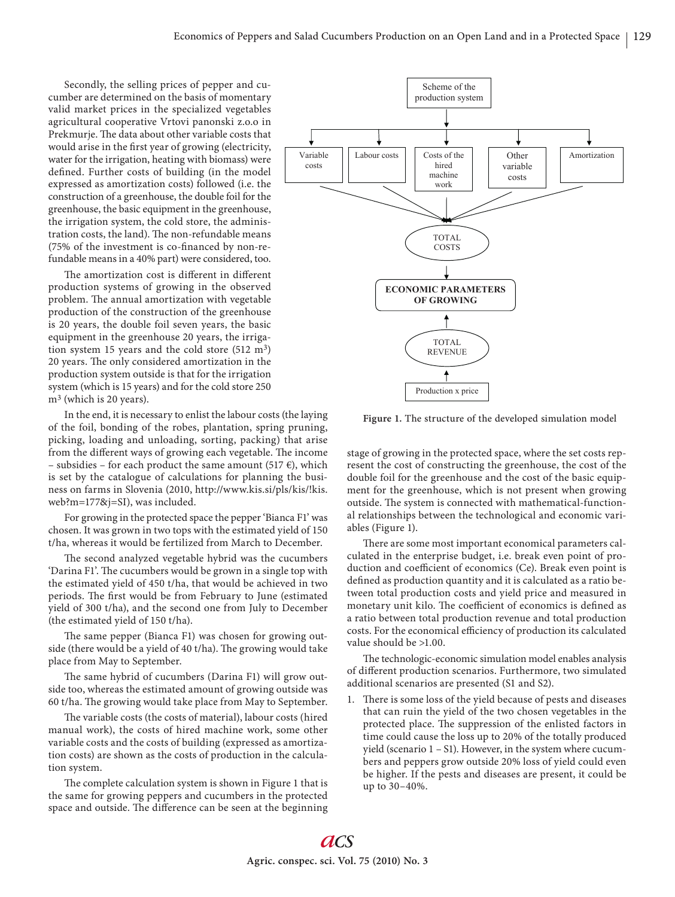Secondly, the selling prices of pepper and cucumber are determined on the basis of momentary valid market prices in the specialized vegetables agricultural cooperative Vrtovi panonski z.o.o in Prekmurje. The data about other variable costs that would arise in the first year of growing (electricity, water for the irrigation, heating with biomass) were defined. Further costs of building (in the model expressed as amortization costs) followed (i.e. the construction of a greenhouse, the double foil for the greenhouse, the basic equipment in the greenhouse, the irrigation system, the cold store, the administration costs, the land). The non-refundable means (75% of the investment is co-financed by non-refundable means in a 40% part) were considered, too.

The amortization cost is different in different production systems of growing in the observed problem. The annual amortization with vegetable production of the construction of the greenhouse is 20 years, the double foil seven years, the basic equipment in the greenhouse 20 years, the irrigation system 15 years and the cold store (512 $m^3$) 20 years. The only considered amortization in the production system outside is that for the irrigation system (which is 15 years) and for the cold store 250 $m^3$ (which is 20 years).

In the end, it is necessary to enlist the labour costs (the laying of the foil, bonding of the robes, plantation, spring pruning, picking, loading and unloading, sorting, packing) that arise from the different ways of growing each vegetable. The income – subsidies – for each product the same amount (517 €), which is set by the catalogue of calculations for planning the business on farms in Slovenia (2010, http://www.kis.si/pls/kis/!kis.web?m=177&j=SI), was included.

For growing in the protected space the pepper 'Bianca F1' was chosen. It was grown in two tops with the estimated yield of 150 t/ha, whereas it would be fertilized from March to December.

The second analyzed vegetable hybrid was the cucumbers 'Darina F1'. The cucumbers would be grown in a single top with the estimated yield of 450 t/ha, that would be achieved in two periods. The first would be from February to June (estimated yield of 300 t/ha), and the second one from July to December (the estimated yield of 150 t/ha).

The same pepper (Bianca F1) was chosen for growing outside (there would be a yield of 40 t/ha). The growing would take place from May to September.

The same hybrid of cucumbers (Darina F1) will grow outside too, whereas the estimated amount of growing outside was 60 t/ha. The growing would take place from May to September.

The variable costs (the costs of material), labour costs (hired manual work), the costs of hired machine work, some other variable costs and the costs of building (expressed as amortization costs) are shown as the costs of production in the calculation system.

The complete calculation system is shown in Figure 1 that is the same for growing peppers and cucumbers in the protected space and outside. The difference can be seen at the beginning stage of growing in the protected space, where the set costs represent the cost of constructing the greenhouse, the cost of the double foil for the greenhouse and the cost of the basic equipment for the greenhouse, which is not present when growing outside. The system is connected with mathematical-functional relationships between the technological and economic variables (Figure 1).

Scheme of the production system

Variable costs | Labour costs | Costs of the hired machine work | Other variable costs | Amortization

TOTAL COSTS

**ECONOMIC PARAMETERS OF GROWING**

TOTAL REVENUE

Production x price

**Figure 1.** The structure of the developed simulation model

There are some most important economical parameters calculated in the enterprise budget, i.e. break even point of production and coefficient of economics (Ce). Break even point is defined as production quantity and it is calculated as a ratio between total production costs and yield price and measured in monetary unit kilo. The coefficient of economics is defined as a ratio between total production revenue and total production costs. For the economical efficiency of production its calculated value should be >1.00.

The technologic-economic simulation model enables analysis of different production scenarios. Furthermore, two simulated additional scenarios are presented (S1 and S2).

1. There is some loss of the yield because of pests and diseases that can ruin the yield of the two chosen vegetables in the protected place. The suppression of the enlisted factors in time could cause the loss up to 20% of the totally produced yield (scenario 1 – S1). However, in the system where cucumbers and peppers grow outside 20% loss of yield could even be higher. If the pests and diseases are present, it could be up to 30–40%.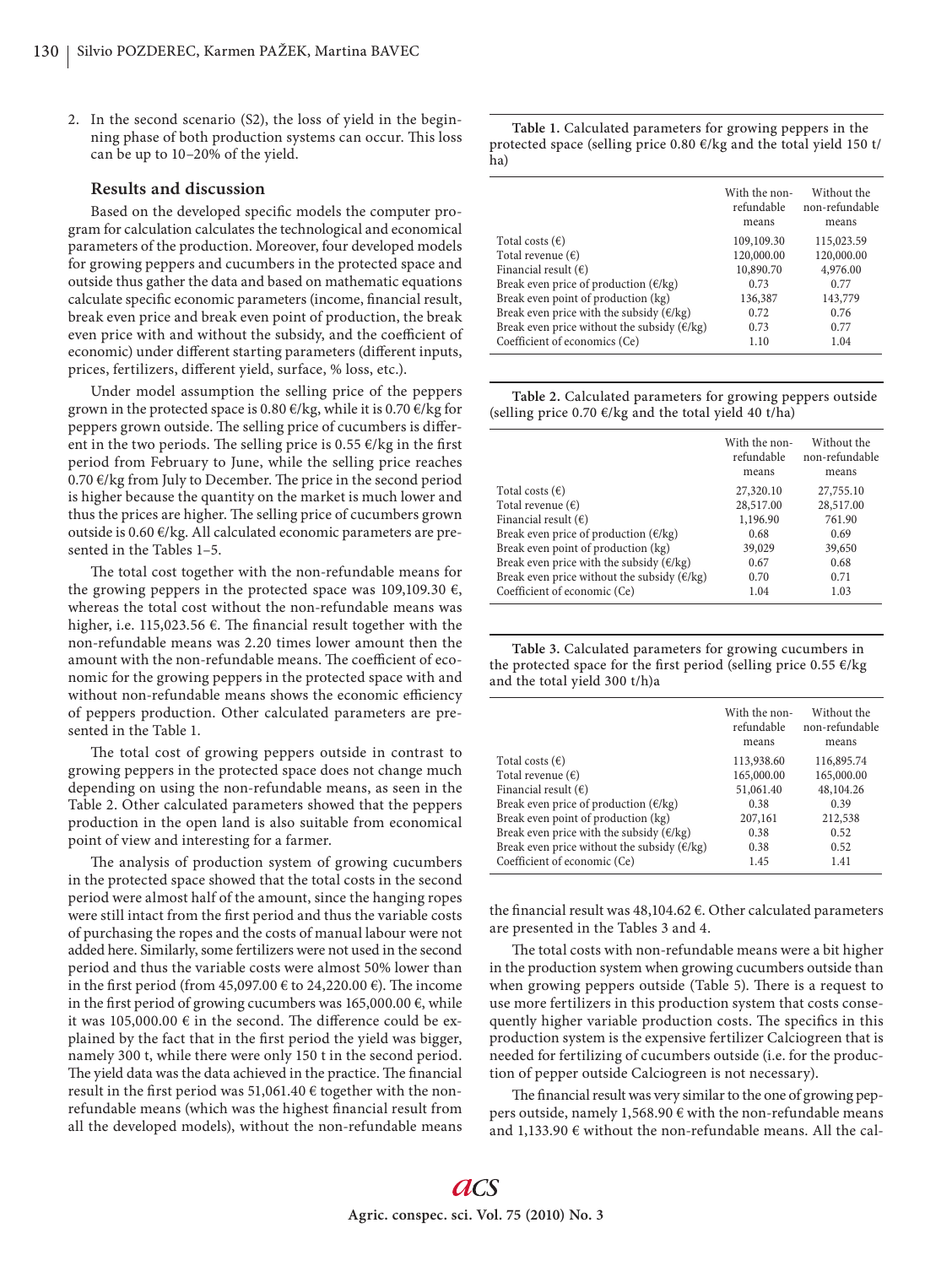2. In the second scenario (S2), the loss of yield in the beginning phase of both production systems can occur. This loss can be up to 10–20% of the yield.

### Results and discussion

Based on the developed specific models the computer program for calculation calculates the technological and economical parameters of the production. Moreover, four developed models for growing peppers and cucumbers in the protected space and outside thus gather the data and based on mathematic equations calculate specific economic parameters (income, financial result, break even price and break even point of production, the break even price with and without the subsidy, and the coefficient of economic) under different starting parameters (different inputs, prices, fertilizers, different yield, surface, % loss, etc.).

Under model assumption the selling price of the peppers grown in the protected space is 0.80 €/kg, while it is 0.70 €/kg for peppers grown outside. The selling price of cucumbers is different in the two periods. The selling price is 0.55 €/kg in the first period from February to June, while the selling price reaches 0.70 €/kg from July to December. The price in the second period is higher because the quantity on the market is much lower and thus the prices are higher. The selling price of cucumbers grown outside is 0.60 €/kg. All calculated economic parameters are presented in the Tables 1–5.

The total cost together with the non-refundable means for the growing peppers in the protected space was 109,109.30 €, whereas the total cost without the non-refundable means was higher, i.e. 115,023.56 €. The financial result together with the non-refundable means was 2.20 times lower amount then the amount with the non-refundable means. The coefficient of economic for the growing peppers in the protected space with and without non-refundable means shows the economic efficiency of peppers production. Other calculated parameters are presented in the Table 1.

The total cost of growing peppers outside in contrast to growing peppers in the protected space does not change much depending on using the non-refundable means, as seen in the Table 2. Other calculated parameters showed that the peppers production in the open land is also suitable from economical point of view and interesting for a farmer.

The analysis of production system of growing cucumbers in the protected space showed that the total costs in the second period were almost half of the amount, since the hanging ropes were still intact from the first period and thus the variable costs of purchasing the ropes and the costs of manual labour were not added here. Similarly, some fertilizers were not used in the second period and thus the variable costs were almost 50% lower than in the first period (from 45,097.00 € to 24,220.00 €). The income in the first period of growing cucumbers was 165,000.00 €, while it was 105,000.00 € in the second. The difference could be explained by the fact that in the first period the yield was bigger, namely 300 t, while there were only 150 t in the second period. The yield data was the data achieved in the practice. The financial result in the first period was 51,061.40 € together with the non-refundable means (which was the highest financial result from all the developed models), without the non-refundable means the financial result was 48,104.62 €. Other calculated parameters are presented in the Tables 3 and 4.

The total costs with non-refundable means were a bit higher in the production system when growing cucumbers outside than when growing peppers outside (Table 5). There is a request to use more fertilizers in this production system that costs consequently higher variable production costs. The specifics in this production system is the expensive fertilizer Calciogreen that is needed for fertilizing of cucumbers outside (i.e. for the production of pepper outside Calciogreen is not necessary).

The financial result was very similar to the one of growing peppers outside, namely 1,568.90 € with the non-refundable means and 1,133.90 € without the non-refundable means. All the cal-

**Table 1.** Calculated parameters for growing peppers in the protected space (selling price 0.80 €/kg and the total yield 150 t/ha)

| | With the non-refundable means | Without the non-refundable means |
|---|---|---|
| Total costs (€) | 109,109.30 | 115,023.59 |
| Total revenue (€) | 120,000.00 | 120,000.00 |
| Financial result (€) | 10,890.70 | 4,976.00 |
| Break even price of production (€/kg) | 0.73 | 0.77 |
| Break even point of production (kg) | 136,387 | 143,779 |
| Break even price with the subsidy (€/kg) | 0.72 | 0.76 |
| Break even price without the subsidy (€/kg) | 0.73 | 0.77 |
| Coefficient of economics (Ce) | 1.10 | 1.04 |

**Table 2.** Calculated parameters for growing peppers outside (selling price 0.70 €/kg and the total yield 40 t/ha)

| | With the non-refundable means | Without the non-refundable means |
|---|---|---|
| Total costs (€) | 27,320.10 | 27,755.10 |
| Total revenue (€) | 28,517.00 | 28,517.00 |
| Financial result (€) | 1,196.90 | 761.90 |
| Break even price of production (€/kg) | 0.68 | 0.69 |
| Break even point of production (kg) | 39,029 | 39,650 |
| Break even price with the subsidy (€/kg) | 0.67 | 0.68 |
| Break even price without the subsidy (€/kg) | 0.70 | 0.71 |
| Coefficient of economic (Ce) | 1.04 | 1.03 |

**Table 3.** Calculated parameters for growing cucumbers in the protected space for the first period (selling price 0.55 €/kg and the total yield 300 t/h)a

| | With the non-refundable means | Without the non-refundable means |
|---|---|---|
| Total costs (€) | 113,938.60 | 116,895.74 |
| Total revenue (€) | 165,000.00 | 165,000.00 |
| Financial result (€) | 51,061.40 | 48,104.26 |
| Break even price of production (€/kg) | 0.38 | 0.39 |
| Break even point of production (kg) | 207,161 | 212,538 |
| Break even price with the subsidy (€/kg) | 0.38 | 0.52 |
| Break even price without the subsidy (€/kg) | 0.38 | 0.52 |
| Coefficient of economic (Ce) | 1.45 | 1.41 |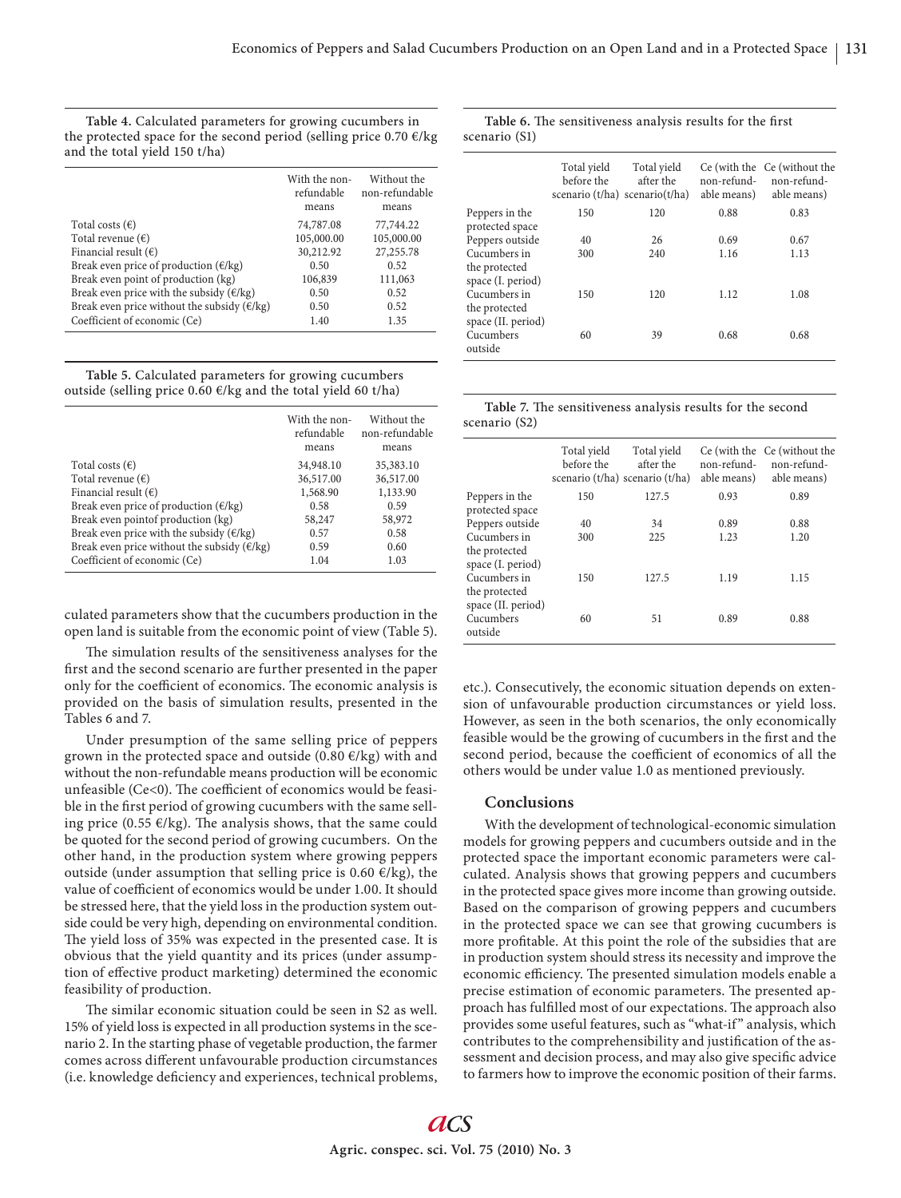**Table 4.** Calculated parameters for growing cucumbers in the protected space for the second period (selling price 0.70 €/kg and the total yield 150 t/ha)

| | With the non-refundable means | Without the non-refundable means |
|---|---|---|
| Total costs (€) | 74,787.08 | 77,744.22 |
| Total revenue (€) | 105,000.00 | 105,000.00 |
| Financial result (€) | 30,212.92 | 27,255.78 |
| Break even price of production (€/kg) | 0.50 | 0.52 |
| Break even point of production (kg) | 106,839 | 111,063 |
| Break even price with the subsidy (€/kg) | 0.50 | 0.52 |
| Break even price without the subsidy (€/kg) | 0.50 | 0.52 |
| Coefficient of economic (Ce) | 1.40 | 1.35 |

**Table 5.** Calculated parameters for growing cucumbers outside (selling price 0.60 €/kg and the total yield 60 t/ha)

| | With the non-refundable means | Without the non-refundable means |
|---|---|---|
| Total costs (€) | 34,948.10 | 35,383.10 |
| Total revenue (€) | 36,517.00 | 36,517.00 |
| Financial result (€) | 1,568.90 | 1,133.90 |
| Break even price of production (€/kg) | 0.58 | 0.59 |
| Break even pointof production (kg) | 58,247 | 58,972 |
| Break even price with the subsidy (€/kg) | 0.57 | 0.58 |
| Break even price without the subsidy (€/kg) | 0.59 | 0.60 |
| Coefficient of economic (Ce) | 1.04 | 1.03 |

culated parameters show that the cucumbers production in the open land is suitable from the economic point of view (Table 5).

The simulation results of the sensitiveness analyses for the first and the second scenario are further presented in the paper only for the coefficient of economics. The economic analysis is provided on the basis of simulation results, presented in the Tables 6 and 7.

Under presumption of the same selling price of peppers grown in the protected space and outside (0.80 €/kg) with and without the non-refundable means production will be economic unfeasible (Ce<0). The coefficient of economics would be feasible in the first period of growing cucumbers with the same selling price (0.55 €/kg). The analysis shows, that the same could be quoted for the second period of growing cucumbers. On the other hand, in the production system where growing peppers outside (under assumption that selling price is 0.60 €/kg), the value of coefficient of economics would be under 1.00. It should be stressed here, that the yield loss in the production system outside could be very high, depending on environmental condition. The yield loss of 35% was expected in the presented case. It is obvious that the yield quantity and its prices (under assumption of effective product marketing) determined the economic feasibility of production.

The similar economic situation could be seen in S2 as well. 15% of yield loss is expected in all production systems in the scenario 2. In the starting phase of vegetable production, the farmer comes across different unfavourable production circumstances (i.e. knowledge deficiency and experiences, technical problems, etc.). Consecutively, the economic situation depends on extension of unfavourable production circumstances or yield loss. However, as seen in the both scenarios, the only economically feasible would be the growing of cucumbers in the first and the second period, because the coefficient of economics of all the others would be under value 1.0 as mentioned previously.

**Table 6.** The sensitiveness analysis results for the first scenario (S1)

| | Total yield before the scenario (t/ha) | Total yield after the scenario(t/ha) | Ce (with the non-refundable means) | Ce (without the non-refundable means) |
|---|---|---|---|---|
| Peppers in the protected space | 150 | 120 | 0.88 | 0.83 |
| Peppers outside | 40 | 26 | 0.69 | 0.67 |
| Cucumbers in the protected space (I. period) | 300 | 240 | 1.16 | 1.13 |
| Cucumbers in the protected space (II. period) | 150 | 120 | 1.12 | 1.08 |
| Cucumbers outside | 60 | 39 | 0.68 | 0.68 |

**Table 7.** The sensitiveness analysis results for the second scenario (S2)

| | Total yield before the scenario (t/ha) | Total yield after the scenario (t/ha) | Ce (with the non-refundable means) | Ce (without the non-refundable means) |
|---|---|---|---|---|
| Peppers in the protected space | 150 | 127.5 | 0.93 | 0.89 |
| Peppers outside | 40 | 34 | 0.89 | 0.88 |
| Cucumbers in the protected space (I. period) | 300 | 225 | 1.23 | 1.20 |
| Cucumbers in the protected space (II. period) | 150 | 127.5 | 1.19 | 1.15 |
| Cucumbers outside | 60 | 51 | 0.89 | 0.88 |

## Conclusions

With the development of technological-economic simulation models for growing peppers and cucumbers outside and in the protected space the important economic parameters were calculated. Analysis shows that growing peppers and cucumbers in the protected space gives more income than growing outside. Based on the comparison of growing peppers and cucumbers in the protected space we can see that growing cucumbers is more profitable. At this point the role of the subsidies that are in production system should stress its necessity and improve the economic efficiency. The presented simulation models enable a precise estimation of economic parameters. The presented approach has fulfilled most of our expectations. The approach also provides some useful features, such as "what-if" analysis, which contributes to the comprehensibility and justification of the assessment and decision process, and may also give specific advice to farmers how to improve the economic position of their farms.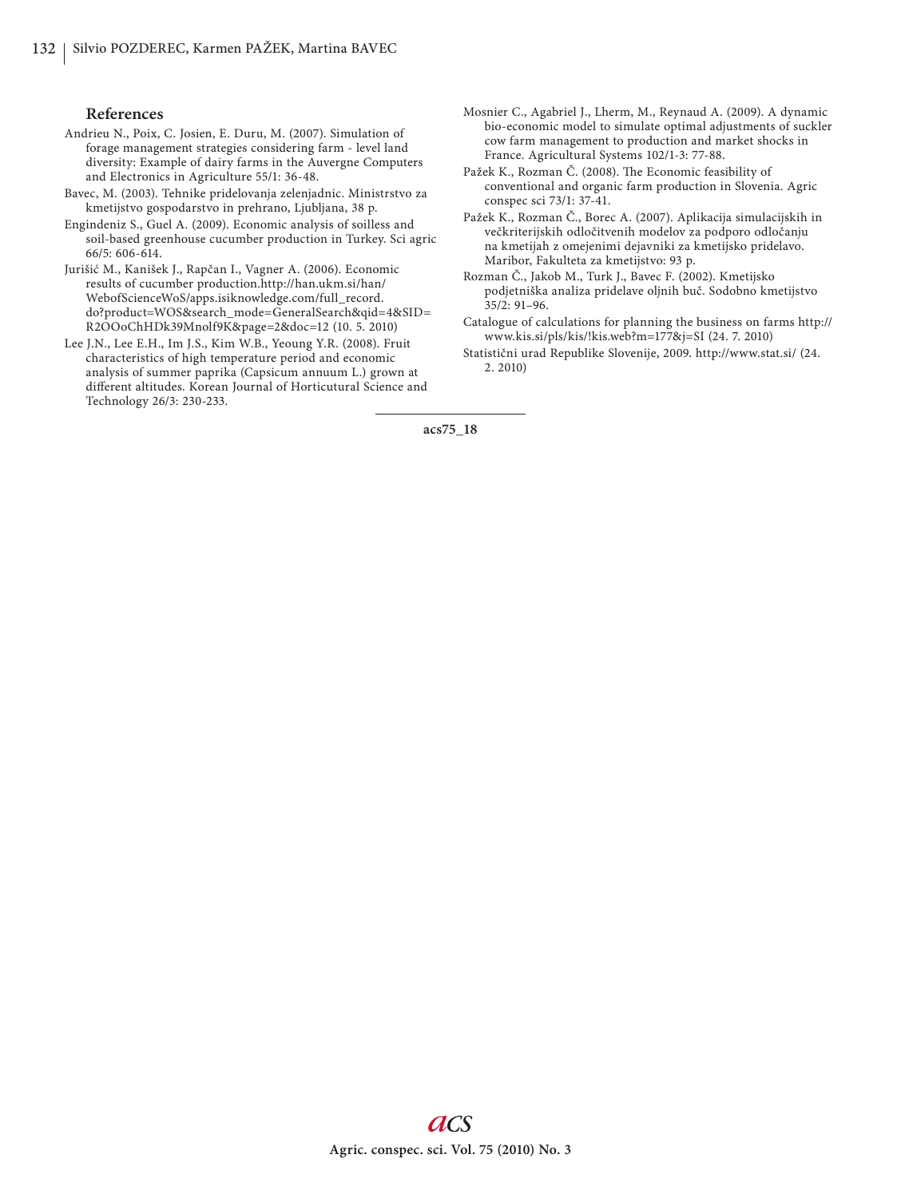## References

Andrieu N., Poix, C. Josien, E. Duru, M. (2007). Simulation of forage management strategies considering farm - level land diversity: Example of dairy farms in the Auvergne Computers and Electronics in Agriculture 55/1: 36-48.

Bavec, M. (2003). Tehnike pridelovanja zelenjadnic. Ministrstvo za kmetijstvo gospodarstvo in prehrano, Ljubljana, 38 p.

Engindeniz S., Guel A. (2009). Economic analysis of soilless and soil-based greenhouse cucumber production in Turkey. Sci agric 66/5: 606-614.

Jurišić M., Kanišek J., Rapčan I., Vagner A. (2006). Economic results of cucumber production.http://han.ukm.si/han/WebofScienceWoS/apps.isiknowledge.com/full_record.do?product=WOS&search_mode=GeneralSearch&qid=4&SID=R2OOoChHDk39Mnolf9K&page=2&doc=12 (10. 5. 2010)

Lee J.N., Lee E.H., Im J.S., Kim W.B., Yeoung Y.R. (2008). Fruit characteristics of high temperature period and economic analysis of summer paprika (Capsicum annuum L.) grown at different altitudes. Korean Journal of Horticutural Science and Technology 26/3: 230-233.

Mosnier C., Agabriel J., Lherm, M., Reynaud A. (2009). A dynamic bio-economic model to simulate optimal adjustments of suckler cow farm management to production and market shocks in France. Agricultural Systems 102/1-3: 77-88.

Pažek K., Rozman Č. (2008). The Economic feasibility of conventional and organic farm production in Slovenia. Agric conspec sci 73/1: 37-41.

Pažek K., Rozman Č., Borec A. (2007). Aplikacija simulacijskih in večkriterijskih odločitvenih modelov za podporo odločanju na kmetijah z omejenimi dejavniki za kmetijsko pridelavo. Maribor, Fakulteta za kmetijstvo: 93 p.

Rozman Č., Jakob M., Turk J., Bavec F. (2002). Kmetijsko podjetniška analiza pridelave oljnih buč. Sodobno kmetijstvo 35/2: 91–96.

Catalogue of calculations for planning the business on farms http://www.kis.si/pls/kis/!kis.web?m=177&j=SI (24. 7. 2010)

Statistični urad Republike Slovenije, 2009. http://www.stat.si/ (24. 2. 2010)

acs75_18